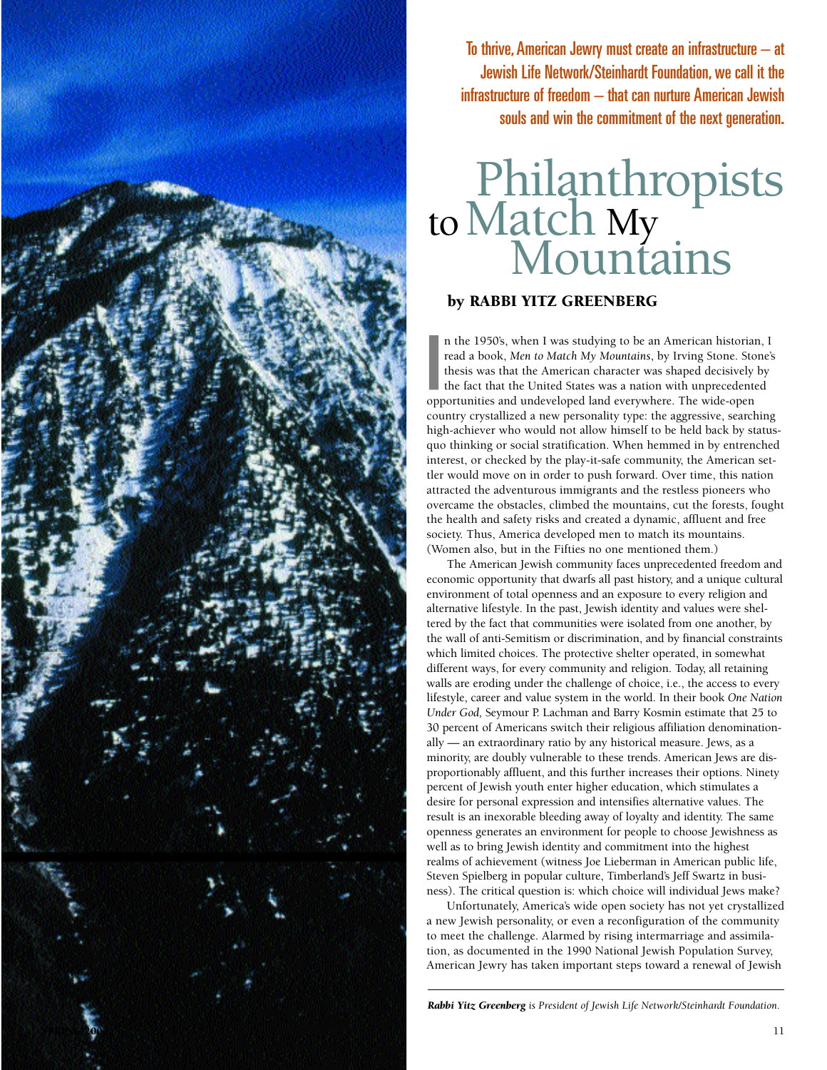**To thrive, American Jewry must create an infrastructure – at Jewish Life Network/Steinhardt Foundation, we call it the infrastructure of freedom – that can nurture American Jewish souls and win the commitment of the next generation.**

# Philanthropists to Match My Mountains

### by RABBI YITZ GREENBERG

In the 1950's, when I was studying to be an American historian, I read a book, *Men to Match My Mountains*, by Irving Stone. Stone's thesis was that the American character was shaped decisively by the fact that the United States was a nation with unprecedented opportunities and undeveloped land everywhere. The wide-open country crystallized a new personality type: the aggressive, searching high-achiever who would not allow himself to be held back by status-quo thinking or social stratification. When hemmed in by entrenched interest, or checked by the play-it-safe community, the American settler would move on in order to push forward. Over time, this nation attracted the adventurous immigrants and the restless pioneers who overcame the obstacles, climbed the mountains, cut the forests, fought the health and safety risks and created a dynamic, affluent and free society. Thus, America developed men to match its mountains. (Women also, but in the Fifties no one mentioned them.)

The American Jewish community faces unprecedented freedom and economic opportunity that dwarfs all past history, and a unique cultural environment of total openness and an exposure to every religion and alternative lifestyle. In the past, Jewish identity and values were sheltered by the fact that communities were isolated from one another, by the wall of anti-Semitism or discrimination, and by financial constraints which limited choices. The protective shelter operated, in somewhat different ways, for every community and religion. Today, all retaining walls are eroding under the challenge of choice, i.e., the access to every lifestyle, career and value system in the world. In their book *One Nation Under God,* Seymour P. Lachman and Barry Kosmin estimate that 25 to 30 percent of Americans switch their religious affiliation denominationally — an extraordinary ratio by any historical measure. Jews, as a minority, are doubly vulnerable to these trends. American Jews are disproportionably affluent, and this further increases their options. Ninety percent of Jewish youth enter higher education, which stimulates a desire for personal expression and intensifies alternative values. The result is an inexorable bleeding away of loyalty and identity. The same openness generates an environment for people to choose Jewishness as well as to bring Jewish identity and commitment into the highest realms of achievement (witness Joe Lieberman in American public life, Steven Spielberg in popular culture, Timberland's Jeff Swartz in business). The critical question is: which choice will individual Jews make?

Unfortunately, America's wide open society has not yet crystallized a new Jewish personality, or even a reconfiguration of the community to meet the challenge. Alarmed by rising intermarriage and assimilation, as documented in the 1990 National Jewish Population Survey, American Jewry has taken important steps toward a renewal of Jewish

---

***Rabbi Yitz Greenberg*** *is President of Jewish Life Network/Steinhardt Foundation.*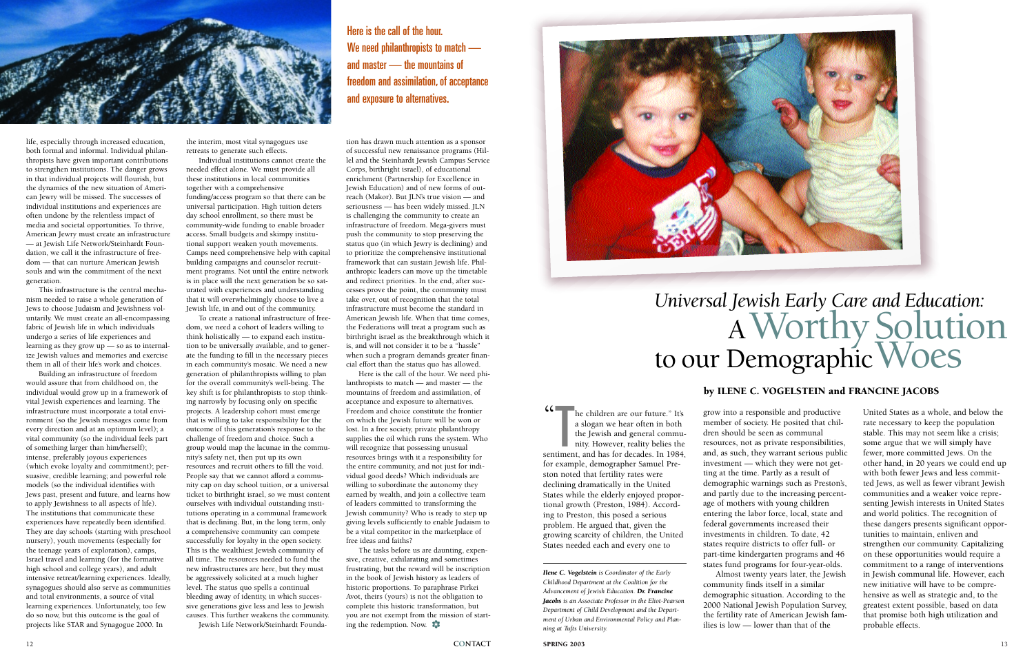life, especially through increased education, both formal and informal. Individual philanthropists have given important contributions to strengthen institutions. The danger grows in that individual projects will flourish, but the dynamics of the new situation of American Jewry will be missed. The successes of individual institutions and experiences are often undone by the relentless impact of media and societal opportunities. To thrive, American Jewry must create an infrastructure — at Jewish Life Network/Steinhardt Foundation, we call it the infrastructure of freedom — that can nurture American Jewish souls and win the commitment of the next generation.

This infrastructure is the central mechanism needed to raise a whole generation of Jews to choose Judaism and Jewishness voluntarily. We must create an all-encompassing fabric of Jewish life in which individuals undergo a series of life experiences and learning as they grow up — so as to internalize Jewish values and memories and exercise them in all of their life's work and choices.

Building an infrastructure of freedom would assure that from childhood on, the individual would grow up in a framework of vital Jewish experiences and learning. The infrastructure must incorporate a total environment (so the Jewish messages come from every direction and at an optimum level); a vital community (so the individual feels part of something larger than him/herself); intense, preferably joyous experiences (which evoke loyalty and commitment); persuasive, credible learning; and powerful role models (so the individual identifies with Jews past, present and future, and learns how to apply Jewishness to all aspects of life). The institutions that communicate these experiences have repeatedly been identified. They are day schools (starting with preschool nursery), youth movements (especially for the teenage years of exploration), camps, Israel travel and learning (for the formative high school and college years), and adult intensive retreat/learning experiences. Ideally, synagogues should also serve as communities and total environments, a source of vital learning experiences. Unfortunately, too few do so now, but this outcome is the goal of projects like STAR and Synagogue 2000. In the interim, most vital synagogues use retreats to generate such effects.

Individual institutions cannot create the needed effect alone. We must provide all these institutions in local communities together with a comprehensive funding/access program so that there can be universal participation. High tuition deters day school enrollment, so there must be community-wide funding to enable broader access. Small budgets and skimpy institutional support weaken youth movements. Camps need comprehensive help with capital building campaigns and counselor recruitment programs. Not until the entire network is in place will the next generation be so saturated with experiences and understanding that it will overwhelmingly choose to live a Jewish life, in and out of the community.

To create a national infrastructure of freedom, we need a cohort of leaders willing to think holistically — to expand each institution to be universally available, and to generate the funding to fill in the necessary pieces in each community's mosaic. We need a new generation of philanthropists willing to plan for the overall community's well-being. The key shift is for philanthropists to stop thinking narrowly by focusing only on specific projects. A leadership cohort must emerge that is willing to take responsibility for the outcome of this generation's response to the challenge of freedom and choice. Such a group would map the lacunae in the community's safety net, then put up its own resources and recruit others to fill the void. People say that we cannot afford a community cap on day school tuition, or a universal ticket to birthright israel, so we must content ourselves with individual outstanding institutions operating in a communal framework that is declining. But, in the long term, only a comprehensive community can compete successfully for loyalty in the open society. This is the wealthiest Jewish community of all time. The resources needed to fund the new infrastructures are here, but they must be aggressively solicited at a much higher level. The status quo spells a continual bleeding away of identity, in which successive generations give less and less to Jewish causes. This further weakens the community.

Jewish Life Network/Steinhardt Foundation has drawn much attention as a sponsor of successful new renaissance programs (Hillel and the Steinhardt Jewish Campus Service Corps, birthright israel), of educational enrichment (Partnership for Excellence in Jewish Education) and of new forms of outreach (Makor). But JLN's true vision — and seriousness — has been widely missed. JLN is challenging the community to create an infrastructure of freedom. Mega-givers must push the community to stop preserving the status quo (in which Jewry is declining) and to prioritize the comprehensive institutional framework that can sustain Jewish life. Philanthropic leaders can move up the timetable and redirect priorities. In the end, after successes prove the point, the community must take over, out of recognition that the total infrastructure must become the standard in American Jewish life. When that time comes, the Federations will treat a program such as birthright israel as the breakthrough which it is, and will not consider it to be a "hassle" when such a program demands greater financial effort than the status quo has allowed.

Here is the call of the hour. We need philanthropists to match — and master — the mountains of freedom and assimilation, of acceptance and exposure to alternatives. Freedom and choice constitute the frontier on which the Jewish future will be won or lost. In a free society, private philanthropy supplies the oil which runs the system. Who will recognize that possessing unusual resources brings with it a responsibility for the entire community, and not just for individual good deeds? Which individuals are willing to subordinate the autonomy they earned by wealth, and join a collective team of leaders committed to transforming the Jewish community? Who is ready to step up giving levels sufficiently to enable Judaism to be a vital competitor in the marketplace of free ideas and faiths?

The tasks before us are daunting, expensive, creative, exhilarating and sometimes frustrating, but the reward will be inscription in the book of Jewish history as leaders of historic proportions. To paraphrase Pirkei Avot, theirs (yours) is not the obligation to complete this historic transformation, but you are not exempt from the mission of starting the redemption. Now.

> Here is the call of the hour. We need philanthropists to match — and master — the mountains of freedom and assimilation, of acceptance and exposure to alternatives.

# *Universal Jewish Early Care and Education:* A Worthy Solution to our Demographic Woes

### by ILENE C. VOGELSTEIN and FRANCINE JACOBS

"The children are our future." It's a slogan we hear often in both the Jewish and general community. However, reality belies the sentiment, and has for decades. In 1984, for example, demographer Samuel Preston noted that fertility rates were declining dramatically in the United States while the elderly enjoyed proportional growth (Preston, 1984). According to Preston, this posed a serious problem. He argued that, given the growing scarcity of children, the United States needed each and every one to grow into a responsible and productive member of society. He posited that children should be seen as communal resources, not as private responsibilities, and, as such, they warrant serious public investment — which they were not getting at the time. Partly as a result of demographic warnings such as Preston's, and partly due to the increasing percentage of mothers with young children entering the labor force, local, state and federal governments increased their investments in children. To date, 42 states require districts to offer full- or part-time kindergarten programs and 46 states fund programs for four-year-olds.

Almost twenty years later, the Jewish community finds itself in a similar demographic situation. According to the 2000 National Jewish Population Survey, the fertility rate of American Jewish families is low — lower than that of the United States as a whole, and below the rate necessary to keep the population stable. This may not seem like a crisis; some argue that we will simply have fewer, more committed Jews. On the other hand, in 20 years we could end up with both fewer Jews and less committed Jews, as well as fewer vibrant Jewish communities and a weaker voice representing Jewish interests in United States and world politics. The recognition of these dangers presents significant opportunities to maintain, enliven and strengthen our community. Capitalizing on these opportunities would require a commitment to a range of interventions in Jewish communal life. However, each new initiative will have to be comprehensive as well as strategic and, to the greatest extent possible, based on data that promise both high utilization and probable effects.

*__Ilene C. Vogelstein__ is Coordinator of the Early Childhood Department at the Coalition for the Advancement of Jewish Education. __Dr. Francine Jacobs__ is an Associate Professor in the Eliot-Pearson Department of Child Development and the Department of Urban and Environmental Policy and Planning at Tufts University.*